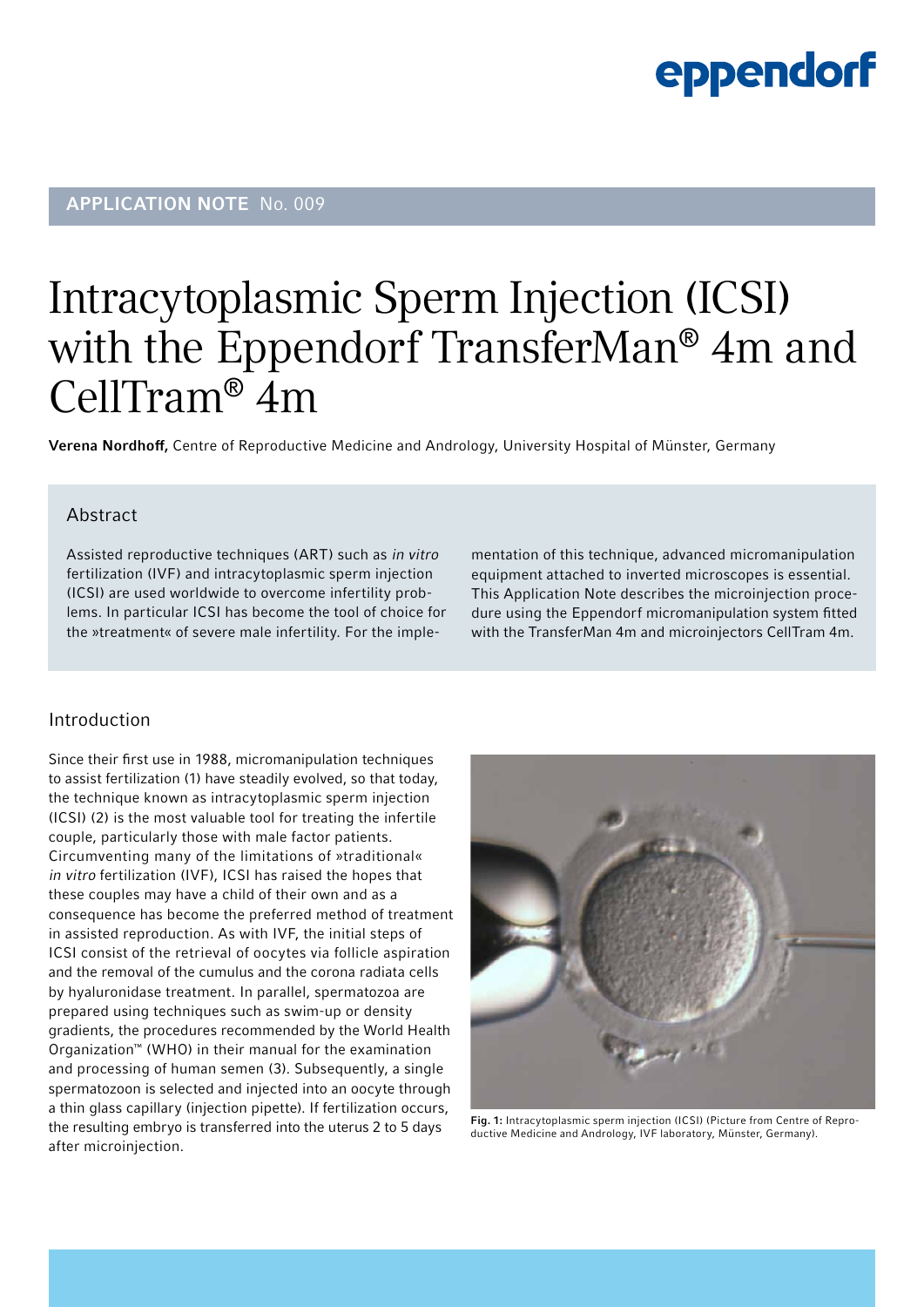APPLICATION NOTE No. 009

# Intracytoplasmic Sperm Injection (ICSI) with the Eppendorf TransferMan® 4m and CellTram® 4m

**Verena Nordhoff,** Centre of Reproductive Medicine and Andrology, University Hospital of Münster, Germany

## Abstract

Assisted reproductive techniques (ART) such as *in vitro* fertilization (IVF) and intracytoplasmic sperm injection (ICSI) are used worldwide to overcome infertility problems. In particular ICSI has become the tool of choice for the »treatment« of severe male infertility. For the implementation of this technique, advanced micromanipulation equipment attached to inverted microscopes is essential. This Application Note describes the microinjection procedure using the Eppendorf micromanipulation system fitted with the TransferMan 4m and microinjectors CellTram 4m.

## Introduction

Since their first use in 1988, micromanipulation techniques to assist fertilization (1) have steadily evolved, so that today, the technique known as intracytoplasmic sperm injection (ICSI) (2) is the most valuable tool for treating the infertile couple, particularly those with male factor patients. Circumventing many of the limitations of »traditional« *in vitro* fertilization (IVF), ICSI has raised the hopes that these couples may have a child of their own and as a consequence has become the preferred method of treatment in assisted reproduction. As with IVF, the initial steps of ICSI consist of the retrieval of oocytes via follicle aspiration and the removal of the cumulus and the corona radiata cells by hyaluronidase treatment. In parallel, spermatozoa are prepared using techniques such as swim-up or density gradients, the procedures recommended by the World Health Organization™ (WHO) in their manual for the examination and processing of human semen (3). Subsequently, a single spermatozoon is selected and injected into an oocyte through a thin glass capillary (injection pipette). If fertilization occurs, the resulting embryo is transferred into the uterus 2 to 5 days after microinjection.

**Fig. 1:** Intracytoplasmic sperm injection (ICSI) (Picture from Centre of Reproductive Medicine and Andrology, IVF laboratory, Münster, Germany).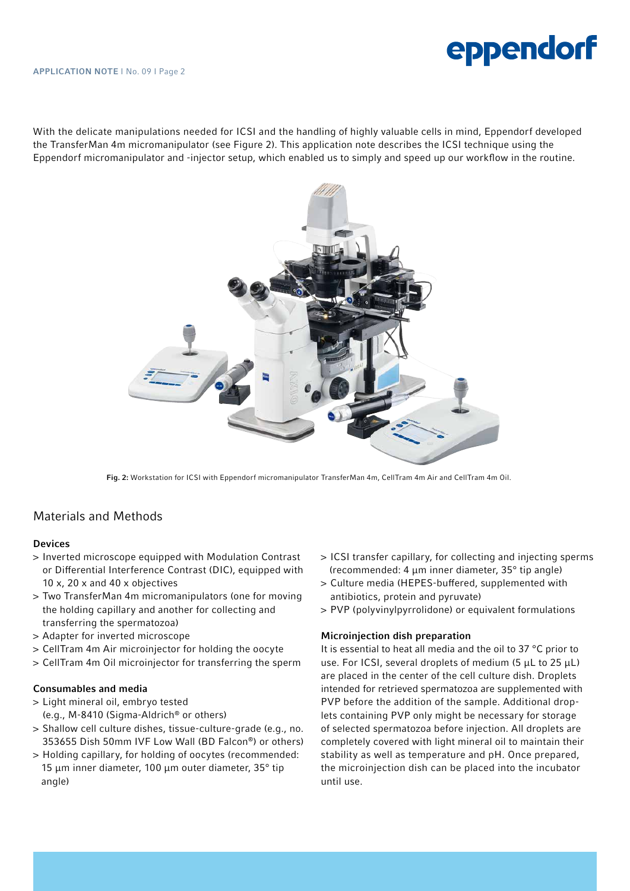With the delicate manipulations needed for ICSI and the handling of highly valuable cells in mind, Eppendorf developed the TransferMan 4m micromanipulator (see Figure 2). This application note describes the ICSI technique using the Eppendorf micromanipulator and -injector setup, which enabled us to simply and speed up our workflow in the routine.

**Fig. 2:** Workstation for ICSI with Eppendorf micromanipulator TransferMan 4m, CellTram 4m Air and CellTram 4m Oil.

## Materials and Methods

### Devices

- Inverted microscope equipped with Modulation Contrast or Differential Interference Contrast (DIC), equipped with 10 x, 20 x and 40 x objectives
- Two TransferMan 4m micromanipulators (one for moving the holding capillary and another for collecting and transferring the spermatozoa)
- Adapter for inverted microscope
- CellTram 4m Air microinjector for holding the oocyte
- CellTram 4m Oil microinjector for transferring the sperm

### Consumables and media

- Light mineral oil, embryo tested (e.g., M-8410 (Sigma-Aldrich® or others)
- Shallow cell culture dishes, tissue-culture-grade (e.g., no. 353655 Dish 50mm IVF Low Wall (BD Falcon®) or others)
- Holding capillary, for holding of oocytes (recommended: 15 µm inner diameter, 100 µm outer diameter, 35° tip angle)
- ICSI transfer capillary, for collecting and injecting sperms (recommended: 4 µm inner diameter, 35° tip angle)
- Culture media (HEPES-buffered, supplemented with antibiotics, protein and pyruvate)
- PVP (polyvinylpyrrolidone) or equivalent formulations

### Microinjection dish preparation

It is essential to heat all media and the oil to 37 °C prior to use. For ICSI, several droplets of medium (5 µL to 25 µL) are placed in the center of the cell culture dish. Droplets intended for retrieved spermatozoa are supplemented with PVP before the addition of the sample. Additional droplets containing PVP only might be necessary for storage of selected spermatozoa before injection. All droplets are completely covered with light mineral oil to maintain their stability as well as temperature and pH. Once prepared, the microinjection dish can be placed into the incubator until use.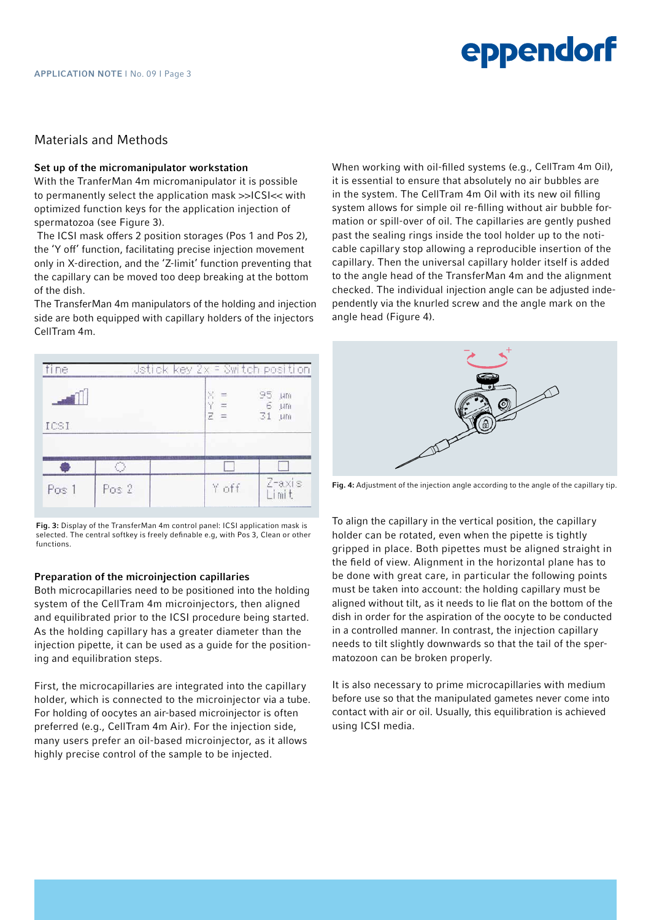## Materials and Methods

**Set up of the micromanipulator workstation**

With the TranferMan 4m micromanipulator it is possible to permanently select the application mask >>ICSI<< with optimized function keys for the application injection of spermatozoa (see Figure 3).

The ICSI mask offers 2 position storages (Pos 1 and Pos 2), the 'Y off' function, facilitating precise injection movement only in X-direction, and the 'Z-limit' function preventing that the capillary can be moved too deep breaking at the bottom of the dish.

The TransferMan 4m manipulators of the holding and injection side are both equipped with capillary holders of the injectors CellTram 4m.

**Fig. 3:** Display of the TransferMan 4m control panel: ICSI application mask is selected. The central softkey is freely definable e.g, with Pos 3, Clean or other functions.

**Preparation of the microinjection capillaries**

Both microcapillaries need to be positioned into the holding system of the CellTram 4m microinjectors, then aligned and equilibrated prior to the ICSI procedure being started. As the holding capillary has a greater diameter than the injection pipette, it can be used as a guide for the positioning and equilibration steps.

First, the microcapillaries are integrated into the capillary holder, which is connected to the microinjector via a tube. For holding of oocytes an air-based microinjector is often preferred (e.g., CellTram 4m Air). For the injection side, many users prefer an oil-based microinjector, as it allows highly precise control of the sample to be injected.

When working with oil-filled systems (e.g., CellTram 4m Oil), it is essential to ensure that absolutely no air bubbles are in the system. The CellTram 4m Oil with its new oil filling system allows for simple oil re-filling without air bubble formation or spill-over of oil. The capillaries are gently pushed past the sealing rings inside the tool holder up to the noticable capillary stop allowing a reproducible insertion of the capillary. Then the universal capillary holder itself is added to the angle head of the TransferMan 4m and the alignment checked. The individual injection angle can be adjusted independently via the knurled screw and the angle mark on the angle head (Figure 4).

**Fig. 4:** Adjustment of the injection angle according to the angle of the capillary tip.

To align the capillary in the vertical position, the capillary holder can be rotated, even when the pipette is tightly gripped in place. Both pipettes must be aligned straight in the field of view. Alignment in the horizontal plane has to be done with great care, in particular the following points must be taken into account: the holding capillary must be aligned without tilt, as it needs to lie flat on the bottom of the dish in order for the aspiration of the oocyte to be conducted in a controlled manner. In contrast, the injection capillary needs to tilt slightly downwards so that the tail of the spermatozoon can be broken properly.

It is also necessary to prime microcapillaries with medium before use so that the manipulated gametes never come into contact with air or oil. Usually, this equilibration is achieved using ICSI media.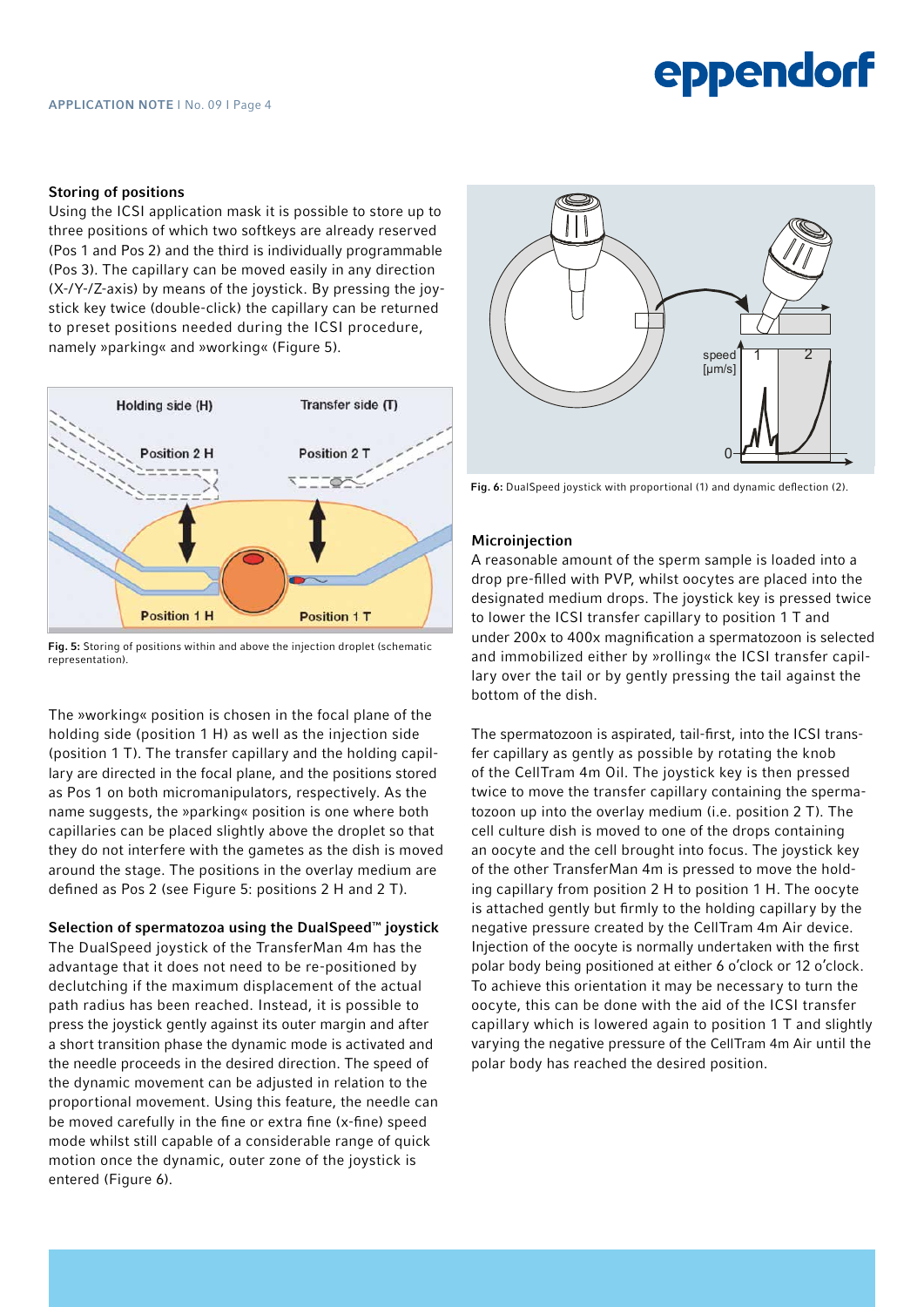## Storing of positions

Using the ICSI application mask it is possible to store up to three positions of which two softkeys are already reserved (Pos 1 and Pos 2) and the third is individually programmable (Pos 3). The capillary can be moved easily in any direction (X-/Y-/Z-axis) by means of the joystick. By pressing the joystick key twice (double-click) the capillary can be returned to preset positions needed during the ICSI procedure, namely »parking« and »working« (Figure 5).

Fig. 5: Storing of positions within and above the injection droplet (schematic representation).

The »working« position is chosen in the focal plane of the holding side (position 1 H) as well as the injection side (position 1 T). The transfer capillary and the holding capillary are directed in the focal plane, and the positions stored as Pos 1 on both micromanipulators, respectively. As the name suggests, the »parking« position is one where both capillaries can be placed slightly above the droplet so that they do not interfere with the gametes as the dish is moved around the stage. The positions in the overlay medium are defined as Pos 2 (see Figure 5: positions 2 H and 2 T).

## Selection of spermatozoa using the DualSpeed™ joystick

The DualSpeed joystick of the TransferMan 4m has the advantage that it does not need to be re-positioned by declutching if the maximum displacement of the actual path radius has been reached. Instead, it is possible to press the joystick gently against its outer margin and after a short transition phase the dynamic mode is activated and the needle proceeds in the desired direction. The speed of the dynamic movement can be adjusted in relation to the proportional movement. Using this feature, the needle can be moved carefully in the fine or extra fine (x-fine) speed mode whilst still capable of a considerable range of quick motion once the dynamic, outer zone of the joystick is entered (Figure 6).

Fig. 6: DualSpeed joystick with proportional (1) and dynamic deflection (2).

## Microinjection

A reasonable amount of the sperm sample is loaded into a drop pre-filled with PVP, whilst oocytes are placed into the designated medium drops. The joystick key is pressed twice to lower the ICSI transfer capillary to position 1 T and under 200x to 400x magnification a spermatozoon is selected and immobilized either by »rolling« the ICSI transfer capillary over the tail or by gently pressing the tail against the bottom of the dish.

The spermatozoon is aspirated, tail-first, into the ICSI transfer capillary as gently as possible by rotating the knob of the CellTram 4m Oil. The joystick key is then pressed twice to move the transfer capillary containing the spermatozoon up into the overlay medium (i.e. position 2 T). The cell culture dish is moved to one of the drops containing an oocyte and the cell brought into focus. The joystick key of the other TransferMan 4m is pressed to move the holding capillary from position 2 H to position 1 H. The oocyte is attached gently but firmly to the holding capillary by the negative pressure created by the CellTram 4m Air device. Injection of the oocyte is normally undertaken with the first polar body being positioned at either 6 o'clock or 12 o'clock. To achieve this orientation it may be necessary to turn the oocyte, this can be done with the aid of the ICSI transfer capillary which is lowered again to position 1 T and slightly varying the negative pressure of the CellTram 4m Air until the polar body has reached the desired position.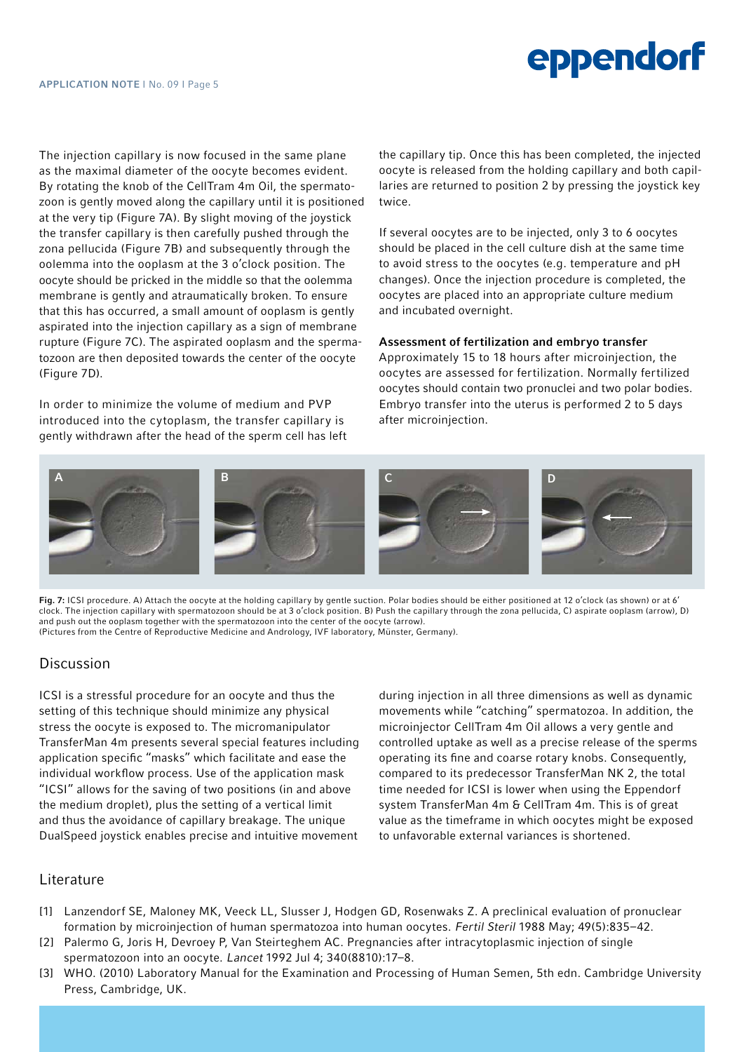The injection capillary is now focused in the same plane as the maximal diameter of the oocyte becomes evident. By rotating the knob of the CellTram 4m Oil, the spermatozoon is gently moved along the capillary until it is positioned at the very tip (Figure 7A). By slight moving of the joystick the transfer capillary is then carefully pushed through the zona pellucida (Figure 7B) and subsequently through the oolemma into the ooplasm at the 3 o'clock position. The oocyte should be pricked in the middle so that the oolemma membrane is gently and atraumatically broken. To ensure that this has occurred, a small amount of ooplasm is gently aspirated into the injection capillary as a sign of membrane rupture (Figure 7C). The aspirated ooplasm and the spermatozoon are then deposited towards the center of the oocyte (Figure 7D).

In order to minimize the volume of medium and PVP introduced into the cytoplasm, the transfer capillary is gently withdrawn after the head of the sperm cell has left the capillary tip. Once this has been completed, the injected oocyte is released from the holding capillary and both capillaries are returned to position 2 by pressing the joystick key twice.

If several oocytes are to be injected, only 3 to 6 oocytes should be placed in the cell culture dish at the same time to avoid stress to the oocytes (e.g. temperature and pH changes). Once the injection procedure is completed, the oocytes are placed into an appropriate culture medium and incubated overnight.

**Assessment of fertilization and embryo transfer**
Approximately 15 to 18 hours after microinjection, the oocytes are assessed for fertilization. Normally fertilized oocytes should contain two pronuclei and two polar bodies. Embryo transfer into the uterus is performed 2 to 5 days after microinjection.

**Fig. 7:** ICSI procedure. A) Attach the oocyte at the holding capillary by gentle suction. Polar bodies should be either positioned at 12 o'clock (as shown) or at 6' clock. The injection capillary with spermatozoon should be at 3 o'clock position. B) Push the capillary through the zona pellucida, C) aspirate ooplasm (arrow), D) and push out the ooplasm together with the spermatozoon into the center of the oocyte (arrow).
(Pictures from the Centre of Reproductive Medicine and Andrology, IVF laboratory, Münster, Germany).

## Discussion

ICSI is a stressful procedure for an oocyte and thus the setting of this technique should minimize any physical stress the oocyte is exposed to. The micromanipulator TransferMan 4m presents several special features including application specific "masks" which facilitate and ease the individual workflow process. Use of the application mask "ICSI" allows for the saving of two positions (in and above the medium droplet), plus the setting of a vertical limit and thus the avoidance of capillary breakage. The unique DualSpeed joystick enables precise and intuitive movement during injection in all three dimensions as well as dynamic movements while "catching" spermatozoa. In addition, the microinjector CellTram 4m Oil allows a very gentle and controlled uptake as well as a precise release of the sperms operating its fine and coarse rotary knobs. Consequently, compared to its predecessor TransferMan NK 2, the total time needed for ICSI is lower when using the Eppendorf system TransferMan 4m & CellTram 4m. This is of great value as the timeframe in which oocytes might be exposed to unfavorable external variances is shortened.

## Literature

[1] Lanzendorf SE, Maloney MK, Veeck LL, Slusser J, Hodgen GD, Rosenwaks Z. A preclinical evaluation of pronuclear formation by microinjection of human spermatozoa into human oocytes. *Fertil Steril* 1988 May; 49(5):835–42.
[2] Palermo G, Joris H, Devroey P, Van Steirteghem AC. Pregnancies after intracytoplasmic injection of single spermatozoon into an oocyte. *Lancet* 1992 Jul 4; 340(8810):17–8.
[3] WHO. (2010) Laboratory Manual for the Examination and Processing of Human Semen, 5th edn. Cambridge University Press, Cambridge, UK.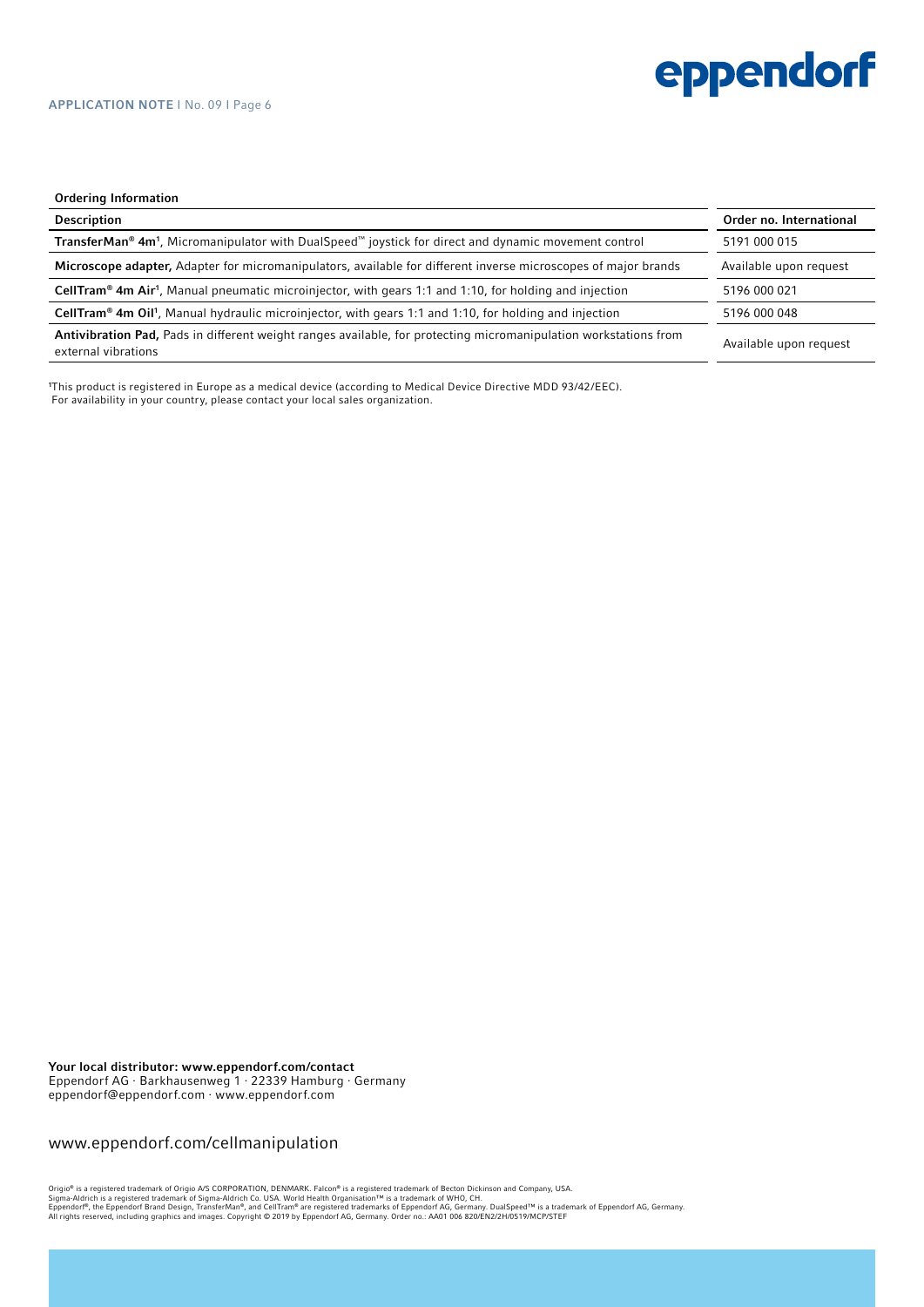### Ordering Information

| Description | Order no. International |
|---|---|
| **TransferMan® 4m[1]**, Micromanipulator with DualSpeed™ joystick for direct and dynamic movement control | 5191 000 015 |
| **Microscope adapter,** Adapter for micromanipulators, available for different inverse microscopes of major brands | Available upon request |
| **CellTram® 4m Air[1]**, Manual pneumatic microinjector, with gears 1:1 and 1:10, for holding and injection | 5196 000 021 |
| **CellTram® 4m Oil[1]**, Manual hydraulic microinjector, with gears 1:1 and 1:10, for holding and injection | 5196 000 048 |
| **Antivibration Pad,** Pads in different weight ranges available, for protecting micromanipulation workstations from external vibrations | Available upon request |

[1]This product is registered in Europe as a medical device (according to Medical Device Directive MDD 93/42/EEC).
For availability in your country, please contact your local sales organization.

**Your local distributor: www.eppendorf.com/contact**
Eppendorf AG · Barkhausenweg 1 · 22339 Hamburg · Germany
eppendorf@eppendorf.com · www.eppendorf.com

www.eppendorf.com/cellmanipulation

Origio® is a registered trademark of Origio A/S CORPORATION, DENMARK. Falcon® is a registered trademark of Becton Dickinson and Company, USA.
Sigma-Aldrich is a registered trademark of Sigma-Aldrich Co. USA. World Health Organisation™ is a trademark of WHO, CH.
Eppendorf®, the Eppendorf Brand Design, TransferMan®, and CellTram® are registered trademarks of Eppendorf AG, Germany. DualSpeed™ is a trademark of Eppendorf AG, Germany.
All rights reserved, including graphics and images. Copyright © 2019 by Eppendorf AG, Germany. Order no.: AA01 006 820/EN2/2H/0519/MCP/STEF